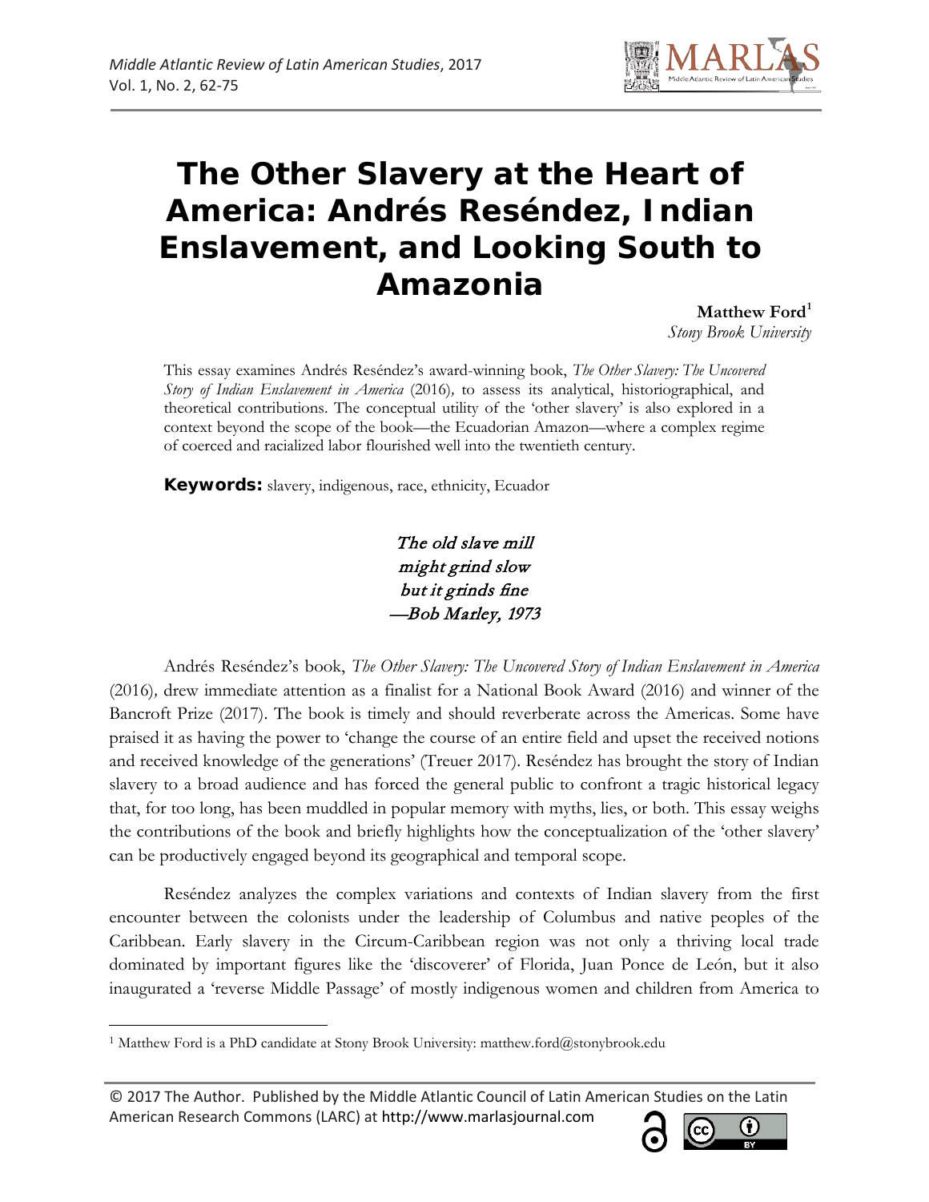# The Other Slavery at the Heart of America: Andrés Reséndez, Indian Enslavement, and Looking South to Amazonia

**Matthew Ford**[1]
*Stony Brook University*

This essay examines Andrés Reséndez's award-winning book, *The Other Slavery: The Uncovered Story of Indian Enslavement in America* (2016), to assess its analytical, historiographical, and theoretical contributions. The conceptual utility of the 'other slavery' is also explored in a context beyond the scope of the book—the Ecuadorian Amazon—where a complex regime of coerced and racialized labor flourished well into the twentieth century.

**Keywords:** slavery, indigenous, race, ethnicity, Ecuador

*The old slave mill*
*might grind slow*
*but it grinds fine*
*—Bob Marley, 1973*

Andrés Reséndez's book, *The Other Slavery: The Uncovered Story of Indian Enslavement in America* (2016), drew immediate attention as a finalist for a National Book Award (2016) and winner of the Bancroft Prize (2017). The book is timely and should reverberate across the Americas. Some have praised it as having the power to 'change the course of an entire field and upset the received notions and received knowledge of the generations' (Treuer 2017). Reséndez has brought the story of Indian slavery to a broad audience and has forced the general public to confront a tragic historical legacy that, for too long, has been muddled in popular memory with myths, lies, or both. This essay weighs the contributions of the book and briefly highlights how the conceptualization of the 'other slavery' can be productively engaged beyond its geographical and temporal scope.

Reséndez analyzes the complex variations and contexts of Indian slavery from the first encounter between the colonists under the leadership of Columbus and native peoples of the Caribbean. Early slavery in the Circum-Caribbean region was not only a thriving local trade dominated by important figures like the 'discoverer' of Florida, Juan Ponce de León, but it also inaugurated a 'reverse Middle Passage' of mostly indigenous women and children from America to

[1] Matthew Ford is a PhD candidate at Stony Brook University: matthew.ford@stonybrook.edu

© 2017 The Author. Published by the Middle Atlantic Council of Latin American Studies on the Latin American Research Commons (LARC) at http://www.marlasjournal.com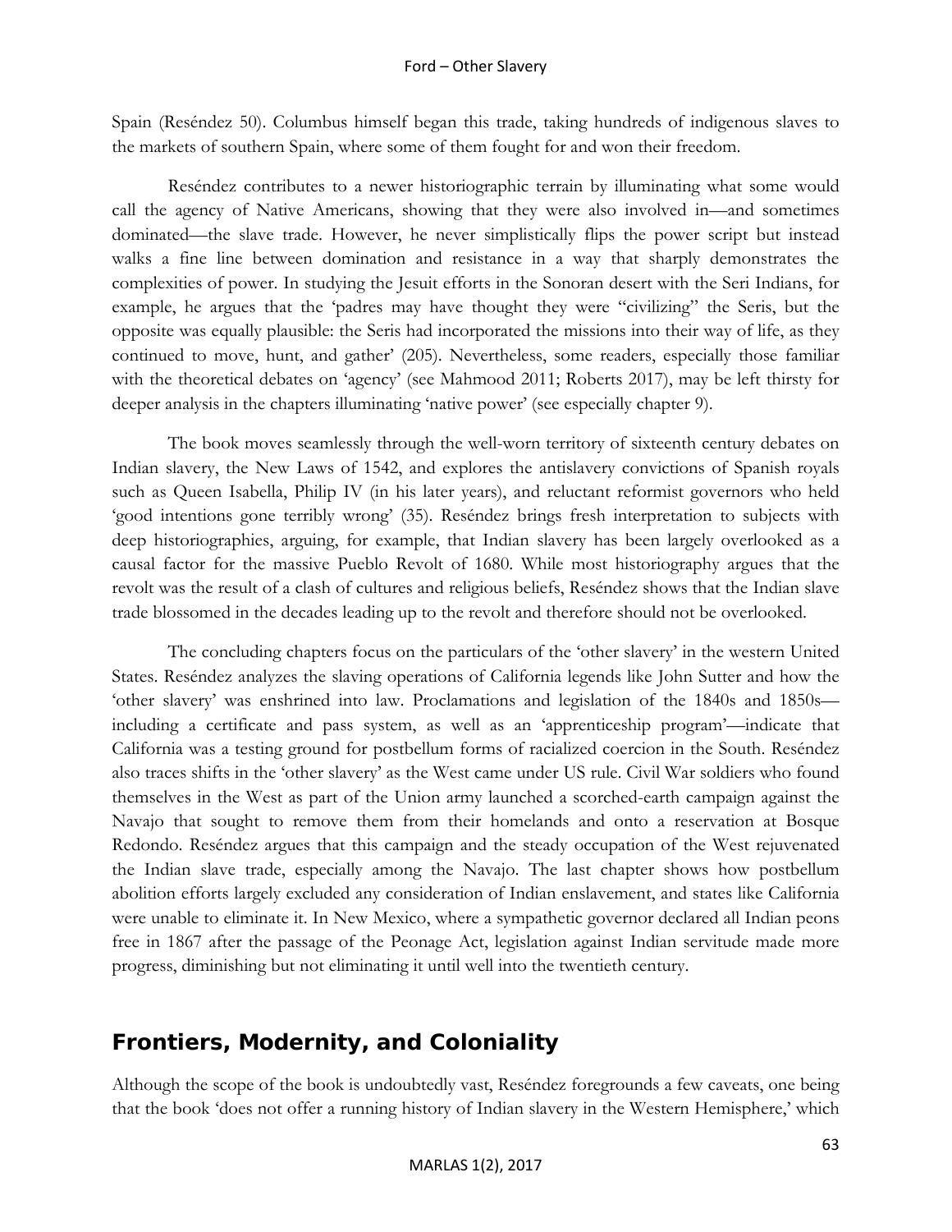Spain (Reséndez 50). Columbus himself began this trade, taking hundreds of indigenous slaves to the markets of southern Spain, where some of them fought for and won their freedom.

Reséndez contributes to a newer historiographic terrain by illuminating what some would call the agency of Native Americans, showing that they were also involved in—and sometimes dominated—the slave trade. However, he never simplistically flips the power script but instead walks a fine line between domination and resistance in a way that sharply demonstrates the complexities of power. In studying the Jesuit efforts in the Sonoran desert with the Seri Indians, for example, he argues that the 'padres may have thought they were "civilizing" the Seris, but the opposite was equally plausible: the Seris had incorporated the missions into their way of life, as they continued to move, hunt, and gather' (205). Nevertheless, some readers, especially those familiar with the theoretical debates on 'agency' (see Mahmood 2011; Roberts 2017), may be left thirsty for deeper analysis in the chapters illuminating 'native power' (see especially chapter 9).

The book moves seamlessly through the well-worn territory of sixteenth century debates on Indian slavery, the New Laws of 1542, and explores the antislavery convictions of Spanish royals such as Queen Isabella, Philip IV (in his later years), and reluctant reformist governors who held 'good intentions gone terribly wrong' (35). Reséndez brings fresh interpretation to subjects with deep historiographies, arguing, for example, that Indian slavery has been largely overlooked as a causal factor for the massive Pueblo Revolt of 1680. While most historiography argues that the revolt was the result of a clash of cultures and religious beliefs, Reséndez shows that the Indian slave trade blossomed in the decades leading up to the revolt and therefore should not be overlooked.

The concluding chapters focus on the particulars of the 'other slavery' in the western United States. Reséndez analyzes the slaving operations of California legends like John Sutter and how the 'other slavery' was enshrined into law. Proclamations and legislation of the 1840s and 1850s—including a certificate and pass system, as well as an 'apprenticeship program'—indicate that California was a testing ground for postbellum forms of racialized coercion in the South. Reséndez also traces shifts in the 'other slavery' as the West came under US rule. Civil War soldiers who found themselves in the West as part of the Union army launched a scorched-earth campaign against the Navajo that sought to remove them from their homelands and onto a reservation at Bosque Redondo. Reséndez argues that this campaign and the steady occupation of the West rejuvenated the Indian slave trade, especially among the Navajo. The last chapter shows how postbellum abolition efforts largely excluded any consideration of Indian enslavement, and states like California were unable to eliminate it. In New Mexico, where a sympathetic governor declared all Indian peons free in 1867 after the passage of the Peonage Act, legislation against Indian servitude made more progress, diminishing but not eliminating it until well into the twentieth century.

## Frontiers, Modernity, and Coloniality

Although the scope of the book is undoubtedly vast, Reséndez foregrounds a few caveats, one being that the book 'does not offer a running history of Indian slavery in the Western Hemisphere,' which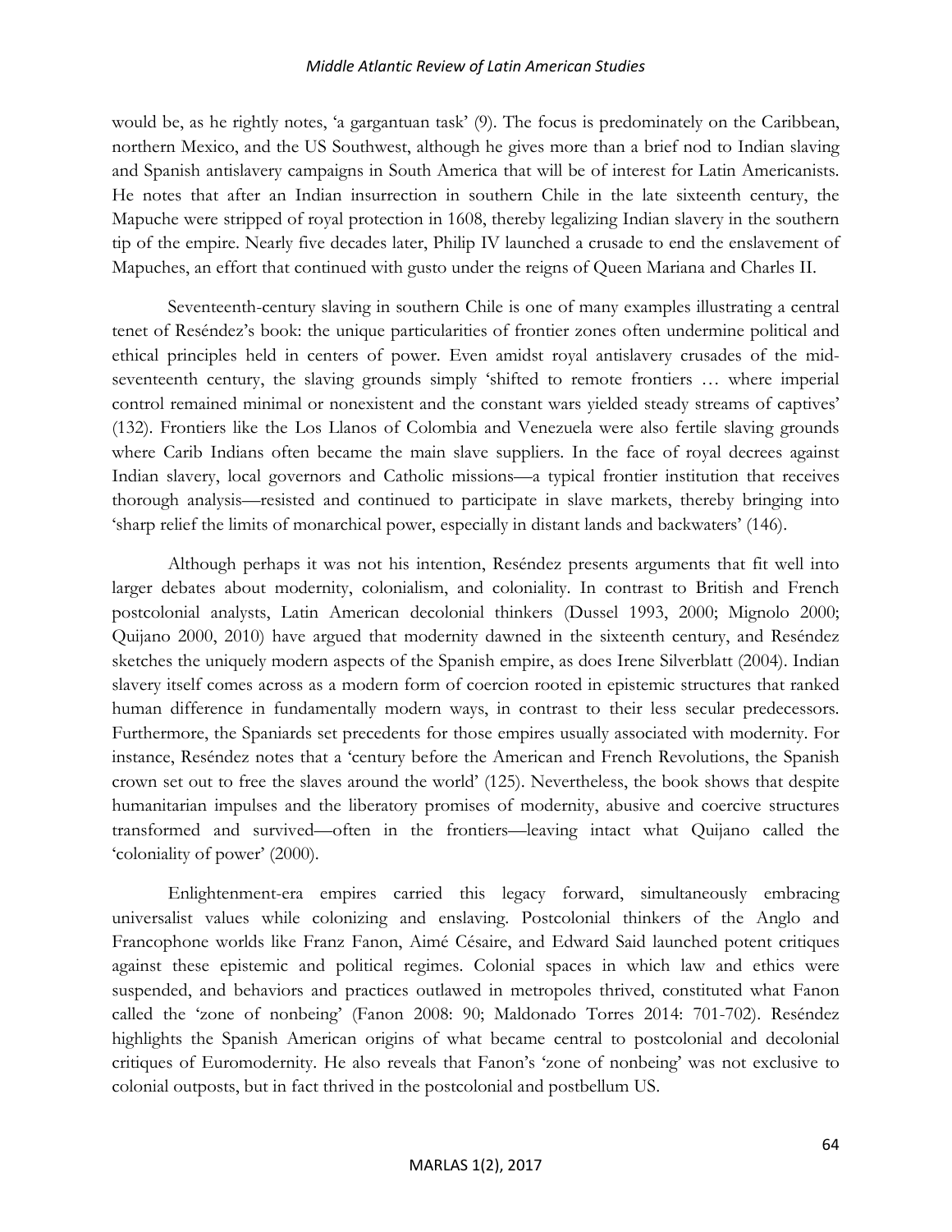would be, as he rightly notes, 'a gargantuan task' (9). The focus is predominately on the Caribbean, northern Mexico, and the US Southwest, although he gives more than a brief nod to Indian slaving and Spanish antislavery campaigns in South America that will be of interest for Latin Americanists. He notes that after an Indian insurrection in southern Chile in the late sixteenth century, the Mapuche were stripped of royal protection in 1608, thereby legalizing Indian slavery in the southern tip of the empire. Nearly five decades later, Philip IV launched a crusade to end the enslavement of Mapuches, an effort that continued with gusto under the reigns of Queen Mariana and Charles II.

Seventeenth-century slaving in southern Chile is one of many examples illustrating a central tenet of Reséndez's book: the unique particularities of frontier zones often undermine political and ethical principles held in centers of power. Even amidst royal antislavery crusades of the mid-seventeenth century, the slaving grounds simply 'shifted to remote frontiers … where imperial control remained minimal or nonexistent and the constant wars yielded steady streams of captives' (132). Frontiers like the Los Llanos of Colombia and Venezuela were also fertile slaving grounds where Carib Indians often became the main slave suppliers. In the face of royal decrees against Indian slavery, local governors and Catholic missions—a typical frontier institution that receives thorough analysis—resisted and continued to participate in slave markets, thereby bringing into 'sharp relief the limits of monarchical power, especially in distant lands and backwaters' (146).

Although perhaps it was not his intention, Reséndez presents arguments that fit well into larger debates about modernity, colonialism, and coloniality. In contrast to British and French postcolonial analysts, Latin American decolonial thinkers (Dussel 1993, 2000; Mignolo 2000; Quijano 2000, 2010) have argued that modernity dawned in the sixteenth century, and Reséndez sketches the uniquely modern aspects of the Spanish empire, as does Irene Silverblatt (2004). Indian slavery itself comes across as a modern form of coercion rooted in epistemic structures that ranked human difference in fundamentally modern ways, in contrast to their less secular predecessors. Furthermore, the Spaniards set precedents for those empires usually associated with modernity. For instance, Reséndez notes that a 'century before the American and French Revolutions, the Spanish crown set out to free the slaves around the world' (125). Nevertheless, the book shows that despite humanitarian impulses and the liberatory promises of modernity, abusive and coercive structures transformed and survived—often in the frontiers—leaving intact what Quijano called the 'coloniality of power' (2000).

Enlightenment-era empires carried this legacy forward, simultaneously embracing universalist values while colonizing and enslaving. Postcolonial thinkers of the Anglo and Francophone worlds like Franz Fanon, Aimé Césaire, and Edward Said launched potent critiques against these epistemic and political regimes. Colonial spaces in which law and ethics were suspended, and behaviors and practices outlawed in metropoles thrived, constituted what Fanon called the 'zone of nonbeing' (Fanon 2008: 90; Maldonado Torres 2014: 701-702). Reséndez highlights the Spanish American origins of what became central to postcolonial and decolonial critiques of Euromodernity. He also reveals that Fanon's 'zone of nonbeing' was not exclusive to colonial outposts, but in fact thrived in the postcolonial and postbellum US.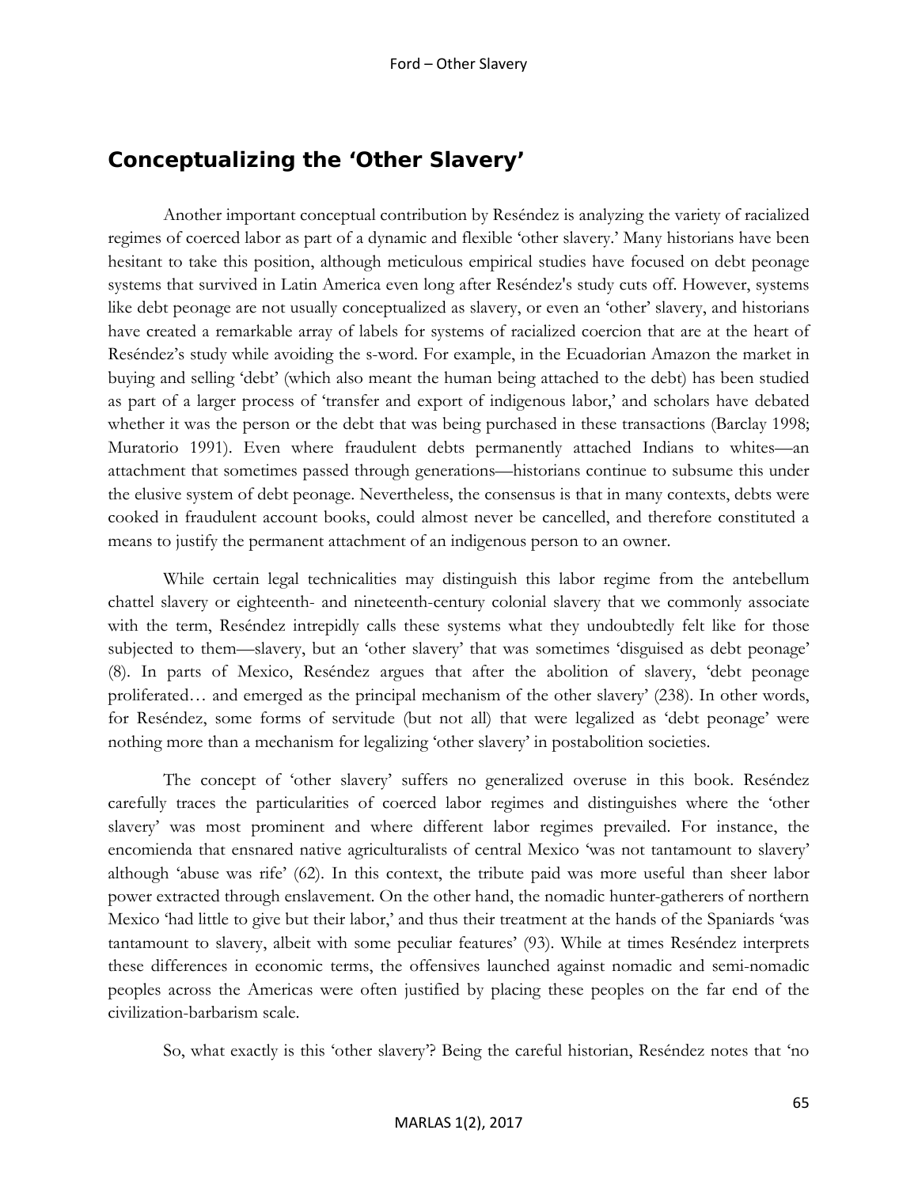## Conceptualizing the 'Other Slavery'

Another important conceptual contribution by Reséndez is analyzing the variety of racialized regimes of coerced labor as part of a dynamic and flexible 'other slavery.' Many historians have been hesitant to take this position, although meticulous empirical studies have focused on debt peonage systems that survived in Latin America even long after Reséndez's study cuts off. However, systems like debt peonage are not usually conceptualized as slavery, or even an 'other' slavery, and historians have created a remarkable array of labels for systems of racialized coercion that are at the heart of Reséndez's study while avoiding the s-word. For example, in the Ecuadorian Amazon the market in buying and selling 'debt' (which also meant the human being attached to the debt) has been studied as part of a larger process of 'transfer and export of indigenous labor,' and scholars have debated whether it was the person or the debt that was being purchased in these transactions (Barclay 1998; Muratorio 1991). Even where fraudulent debts permanently attached Indians to whites—an attachment that sometimes passed through generations—historians continue to subsume this under the elusive system of debt peonage. Nevertheless, the consensus is that in many contexts, debts were cooked in fraudulent account books, could almost never be cancelled, and therefore constituted a means to justify the permanent attachment of an indigenous person to an owner.

While certain legal technicalities may distinguish this labor regime from the antebellum chattel slavery or eighteenth- and nineteenth-century colonial slavery that we commonly associate with the term, Reséndez intrepidly calls these systems what they undoubtedly felt like for those subjected to them—slavery, but an 'other slavery' that was sometimes 'disguised as debt peonage' (8). In parts of Mexico, Reséndez argues that after the abolition of slavery, 'debt peonage proliferated… and emerged as the principal mechanism of the other slavery' (238). In other words, for Reséndez, some forms of servitude (but not all) that were legalized as 'debt peonage' were nothing more than a mechanism for legalizing 'other slavery' in postabolition societies.

The concept of 'other slavery' suffers no generalized overuse in this book. Reséndez carefully traces the particularities of coerced labor regimes and distinguishes where the 'other slavery' was most prominent and where different labor regimes prevailed. For instance, the encomienda that ensnared native agriculturalists of central Mexico 'was not tantamount to slavery' although 'abuse was rife' (62). In this context, the tribute paid was more useful than sheer labor power extracted through enslavement. On the other hand, the nomadic hunter-gatherers of northern Mexico 'had little to give but their labor,' and thus their treatment at the hands of the Spaniards 'was tantamount to slavery, albeit with some peculiar features' (93). While at times Reséndez interprets these differences in economic terms, the offensives launched against nomadic and semi-nomadic peoples across the Americas were often justified by placing these peoples on the far end of the civilization-barbarism scale.

So, what exactly is this 'other slavery'? Being the careful historian, Reséndez notes that 'no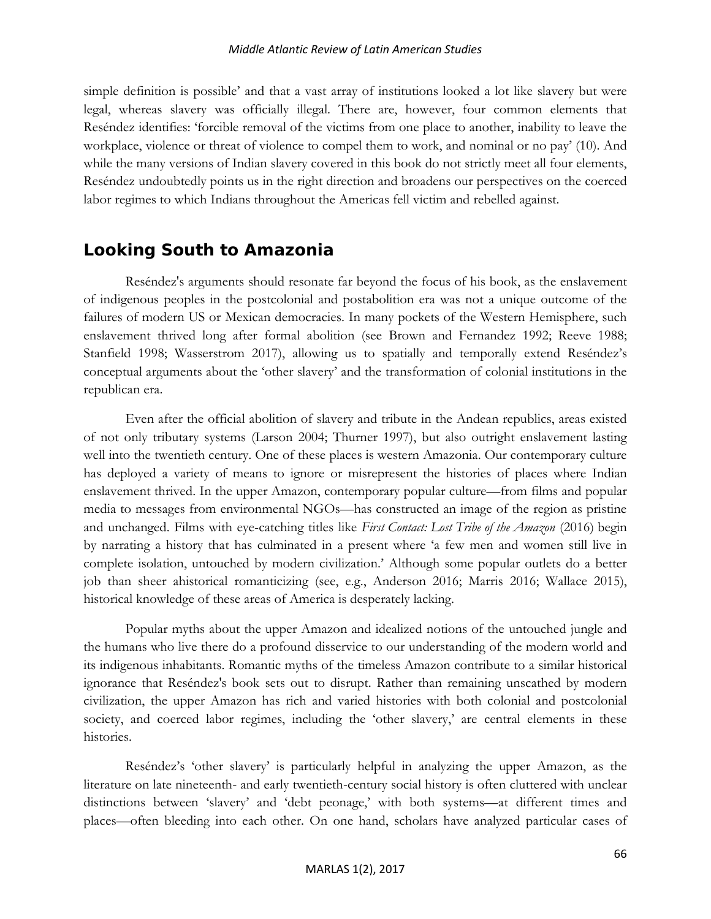simple definition is possible' and that a vast array of institutions looked a lot like slavery but were legal, whereas slavery was officially illegal. There are, however, four common elements that Reséndez identifies: 'forcible removal of the victims from one place to another, inability to leave the workplace, violence or threat of violence to compel them to work, and nominal or no pay' (10). And while the many versions of Indian slavery covered in this book do not strictly meet all four elements, Reséndez undoubtedly points us in the right direction and broadens our perspectives on the coerced labor regimes to which Indians throughout the Americas fell victim and rebelled against.

## Looking South to Amazonia

Reséndez's arguments should resonate far beyond the focus of his book, as the enslavement of indigenous peoples in the postcolonial and postabolition era was not a unique outcome of the failures of modern US or Mexican democracies. In many pockets of the Western Hemisphere, such enslavement thrived long after formal abolition (see Brown and Fernandez 1992; Reeve 1988; Stanfield 1998; Wasserstrom 2017), allowing us to spatially and temporally extend Reséndez's conceptual arguments about the 'other slavery' and the transformation of colonial institutions in the republican era.

Even after the official abolition of slavery and tribute in the Andean republics, areas existed of not only tributary systems (Larson 2004; Thurner 1997), but also outright enslavement lasting well into the twentieth century. One of these places is western Amazonia. Our contemporary culture has deployed a variety of means to ignore or misrepresent the histories of places where Indian enslavement thrived. In the upper Amazon, contemporary popular culture—from films and popular media to messages from environmental NGOs—has constructed an image of the region as pristine and unchanged. Films with eye-catching titles like *First Contact: Lost Tribe of the Amazon* (2016) begin by narrating a history that has culminated in a present where 'a few men and women still live in complete isolation, untouched by modern civilization.' Although some popular outlets do a better job than sheer ahistorical romanticizing (see, e.g., Anderson 2016; Marris 2016; Wallace 2015), historical knowledge of these areas of America is desperately lacking.

Popular myths about the upper Amazon and idealized notions of the untouched jungle and the humans who live there do a profound disservice to our understanding of the modern world and its indigenous inhabitants. Romantic myths of the timeless Amazon contribute to a similar historical ignorance that Reséndez's book sets out to disrupt. Rather than remaining unscathed by modern civilization, the upper Amazon has rich and varied histories with both colonial and postcolonial society, and coerced labor regimes, including the 'other slavery,' are central elements in these histories.

Reséndez's 'other slavery' is particularly helpful in analyzing the upper Amazon, as the literature on late nineteenth- and early twentieth-century social history is often cluttered with unclear distinctions between 'slavery' and 'debt peonage,' with both systems—at different times and places—often bleeding into each other. On one hand, scholars have analyzed particular cases of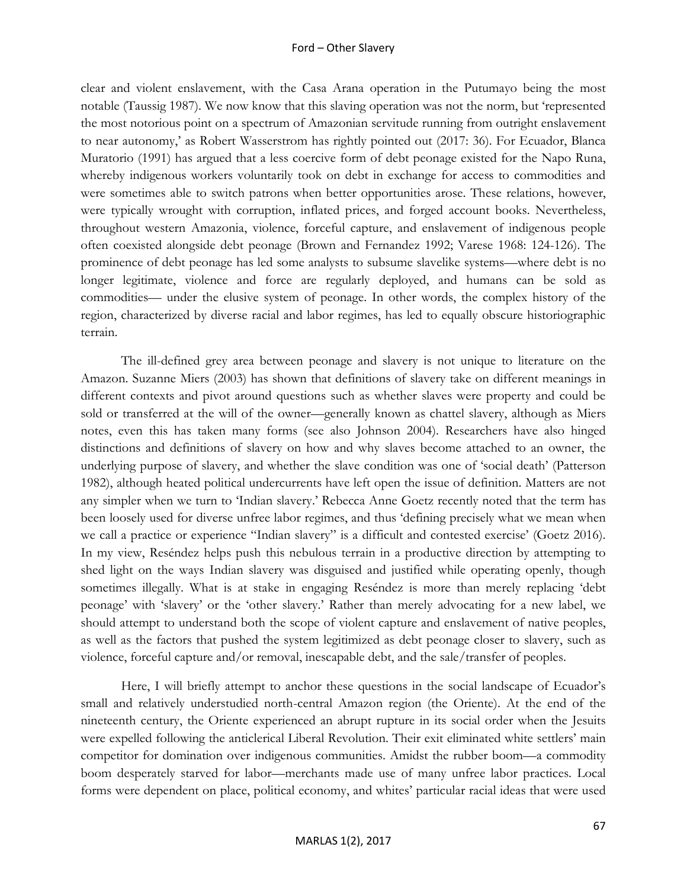clear and violent enslavement, with the Casa Arana operation in the Putumayo being the most notable (Taussig 1987). We now know that this slaving operation was not the norm, but 'represented the most notorious point on a spectrum of Amazonian servitude running from outright enslavement to near autonomy,' as Robert Wasserstrom has rightly pointed out (2017: 36). For Ecuador, Blanca Muratorio (1991) has argued that a less coercive form of debt peonage existed for the Napo Runa, whereby indigenous workers voluntarily took on debt in exchange for access to commodities and were sometimes able to switch patrons when better opportunities arose. These relations, however, were typically wrought with corruption, inflated prices, and forged account books. Nevertheless, throughout western Amazonia, violence, forceful capture, and enslavement of indigenous people often coexisted alongside debt peonage (Brown and Fernandez 1992; Varese 1968: 124-126). The prominence of debt peonage has led some analysts to subsume slavelike systems—where debt is no longer legitimate, violence and force are regularly deployed, and humans can be sold as commodities— under the elusive system of peonage. In other words, the complex history of the region, characterized by diverse racial and labor regimes, has led to equally obscure historiographic terrain.

The ill-defined grey area between peonage and slavery is not unique to literature on the Amazon. Suzanne Miers (2003) has shown that definitions of slavery take on different meanings in different contexts and pivot around questions such as whether slaves were property and could be sold or transferred at the will of the owner—generally known as chattel slavery, although as Miers notes, even this has taken many forms (see also Johnson 2004). Researchers have also hinged distinctions and definitions of slavery on how and why slaves become attached to an owner, the underlying purpose of slavery, and whether the slave condition was one of 'social death' (Patterson 1982), although heated political undercurrents have left open the issue of definition. Matters are not any simpler when we turn to 'Indian slavery.' Rebecca Anne Goetz recently noted that the term has been loosely used for diverse unfree labor regimes, and thus 'defining precisely what we mean when we call a practice or experience "Indian slavery" is a difficult and contested exercise' (Goetz 2016). In my view, Reséndez helps push this nebulous terrain in a productive direction by attempting to shed light on the ways Indian slavery was disguised and justified while operating openly, though sometimes illegally. What is at stake in engaging Reséndez is more than merely replacing 'debt peonage' with 'slavery' or the 'other slavery.' Rather than merely advocating for a new label, we should attempt to understand both the scope of violent capture and enslavement of native peoples, as well as the factors that pushed the system legitimized as debt peonage closer to slavery, such as violence, forceful capture and/or removal, inescapable debt, and the sale/transfer of peoples.

Here, I will briefly attempt to anchor these questions in the social landscape of Ecuador's small and relatively understudied north-central Amazon region (the Oriente). At the end of the nineteenth century, the Oriente experienced an abrupt rupture in its social order when the Jesuits were expelled following the anticlerical Liberal Revolution. Their exit eliminated white settlers' main competitor for domination over indigenous communities. Amidst the rubber boom—a commodity boom desperately starved for labor—merchants made use of many unfree labor practices. Local forms were dependent on place, political economy, and whites' particular racial ideas that were used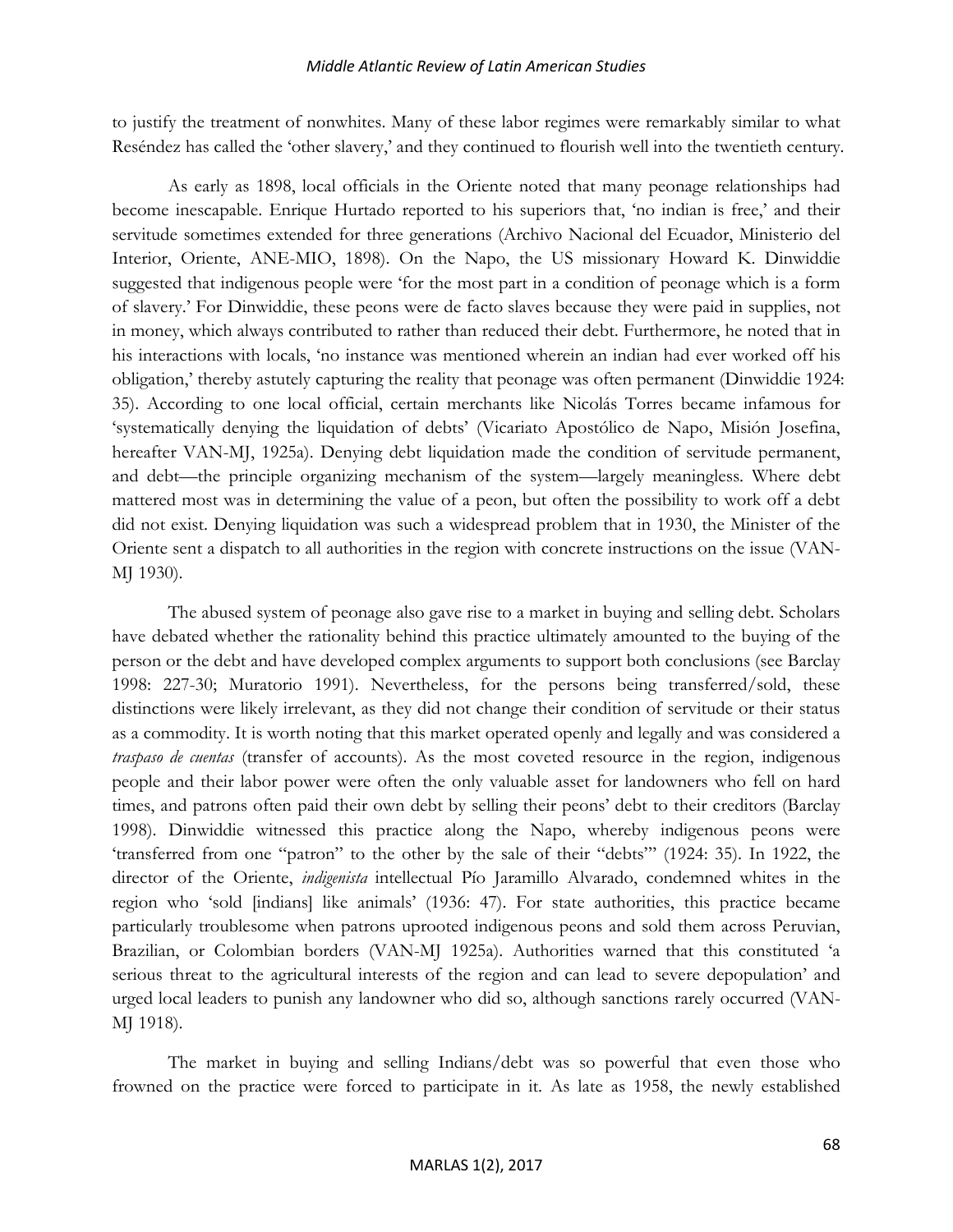to justify the treatment of nonwhites. Many of these labor regimes were remarkably similar to what Reséndez has called the 'other slavery,' and they continued to flourish well into the twentieth century.

As early as 1898, local officials in the Oriente noted that many peonage relationships had become inescapable. Enrique Hurtado reported to his superiors that, 'no indian is free,' and their servitude sometimes extended for three generations (Archivo Nacional del Ecuador, Ministerio del Interior, Oriente, ANE-MIO, 1898). On the Napo, the US missionary Howard K. Dinwiddie suggested that indigenous people were 'for the most part in a condition of peonage which is a form of slavery.' For Dinwiddie, these peons were de facto slaves because they were paid in supplies, not in money, which always contributed to rather than reduced their debt. Furthermore, he noted that in his interactions with locals, 'no instance was mentioned wherein an indian had ever worked off his obligation,' thereby astutely capturing the reality that peonage was often permanent (Dinwiddie 1924: 35). According to one local official, certain merchants like Nicolás Torres became infamous for 'systematically denying the liquidation of debts' (Vicariato Apostólico de Napo, Misión Josefina, hereafter VAN-MJ, 1925a). Denying debt liquidation made the condition of servitude permanent, and debt—the principle organizing mechanism of the system—largely meaningless. Where debt mattered most was in determining the value of a peon, but often the possibility to work off a debt did not exist. Denying liquidation was such a widespread problem that in 1930, the Minister of the Oriente sent a dispatch to all authorities in the region with concrete instructions on the issue (VAN-MJ 1930).

The abused system of peonage also gave rise to a market in buying and selling debt. Scholars have debated whether the rationality behind this practice ultimately amounted to the buying of the person or the debt and have developed complex arguments to support both conclusions (see Barclay 1998: 227-30; Muratorio 1991). Nevertheless, for the persons being transferred/sold, these distinctions were likely irrelevant, as they did not change their condition of servitude or their status as a commodity. It is worth noting that this market operated openly and legally and was considered a *traspaso de cuentas* (transfer of accounts). As the most coveted resource in the region, indigenous people and their labor power were often the only valuable asset for landowners who fell on hard times, and patrons often paid their own debt by selling their peons' debt to their creditors (Barclay 1998). Dinwiddie witnessed this practice along the Napo, whereby indigenous peons were 'transferred from one "patron" to the other by the sale of their "debts"' (1924: 35). In 1922, the director of the Oriente, *indigenista* intellectual Pío Jaramillo Alvarado, condemned whites in the region who 'sold [indians] like animals' (1936: 47). For state authorities, this practice became particularly troublesome when patrons uprooted indigenous peons and sold them across Peruvian, Brazilian, or Colombian borders (VAN-MJ 1925a). Authorities warned that this constituted 'a serious threat to the agricultural interests of the region and can lead to severe depopulation' and urged local leaders to punish any landowner who did so, although sanctions rarely occurred (VAN-MJ 1918).

The market in buying and selling Indians/debt was so powerful that even those who frowned on the practice were forced to participate in it. As late as 1958, the newly established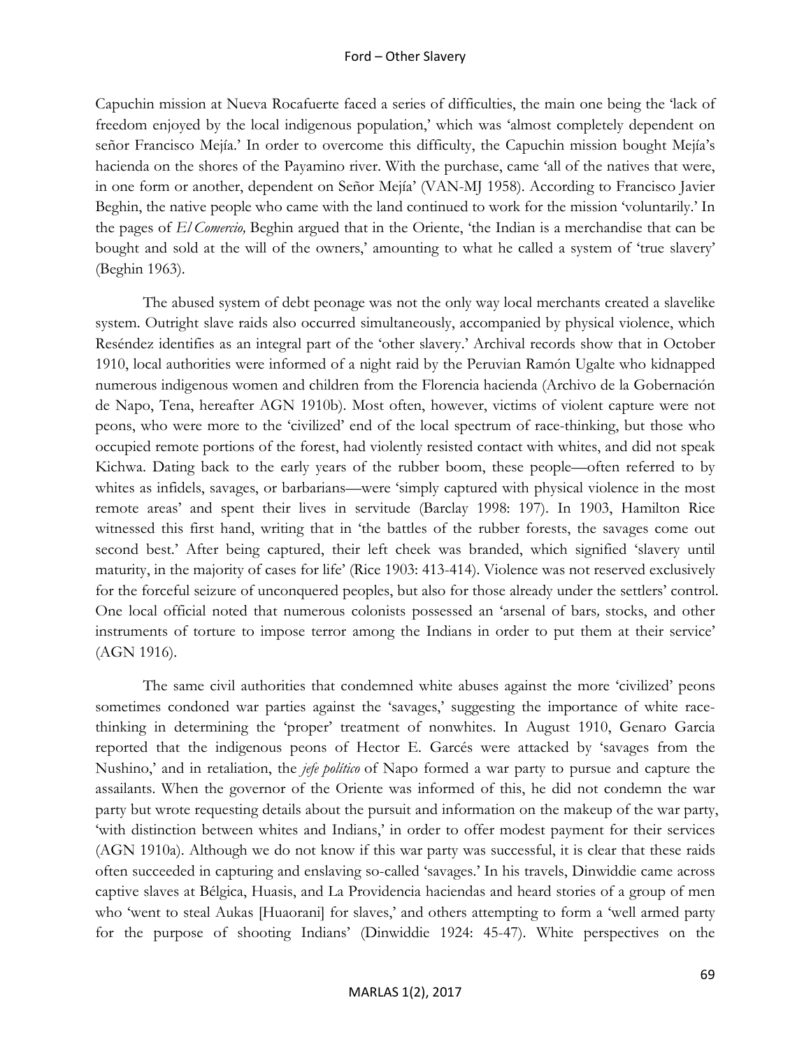Capuchin mission at Nueva Rocafuerte faced a series of difficulties, the main one being the 'lack of freedom enjoyed by the local indigenous population,' which was 'almost completely dependent on señor Francisco Mejía.' In order to overcome this difficulty, the Capuchin mission bought Mejía's hacienda on the shores of the Payamino river. With the purchase, came 'all of the natives that were, in one form or another, dependent on Señor Mejía' (VAN-MJ 1958). According to Francisco Javier Beghin, the native people who came with the land continued to work for the mission 'voluntarily.' In the pages of *El Comercio,* Beghin argued that in the Oriente, 'the Indian is a merchandise that can be bought and sold at the will of the owners,' amounting to what he called a system of 'true slavery' (Beghin 1963).

The abused system of debt peonage was not the only way local merchants created a slavelike system. Outright slave raids also occurred simultaneously, accompanied by physical violence, which Reséndez identifies as an integral part of the 'other slavery.' Archival records show that in October 1910, local authorities were informed of a night raid by the Peruvian Ramón Ugalte who kidnapped numerous indigenous women and children from the Florencia hacienda (Archivo de la Gobernación de Napo, Tena, hereafter AGN 1910b). Most often, however, victims of violent capture were not peons, who were more to the 'civilized' end of the local spectrum of race-thinking, but those who occupied remote portions of the forest, had violently resisted contact with whites, and did not speak Kichwa. Dating back to the early years of the rubber boom, these people—often referred to by whites as infidels, savages, or barbarians—were 'simply captured with physical violence in the most remote areas' and spent their lives in servitude (Barclay 1998: 197). In 1903, Hamilton Rice witnessed this first hand, writing that in 'the battles of the rubber forests, the savages come out second best.' After being captured, their left cheek was branded, which signified 'slavery until maturity, in the majority of cases for life' (Rice 1903: 413-414). Violence was not reserved exclusively for the forceful seizure of unconquered peoples, but also for those already under the settlers' control. One local official noted that numerous colonists possessed an 'arsenal of bars*,* stocks, and other instruments of torture to impose terror among the Indians in order to put them at their service' (AGN 1916).

The same civil authorities that condemned white abuses against the more 'civilized' peons sometimes condoned war parties against the 'savages,' suggesting the importance of white race-thinking in determining the 'proper' treatment of nonwhites. In August 1910, Genaro Garcia reported that the indigenous peons of Hector E. Garcés were attacked by 'savages from the Nushino,' and in retaliation, the *jefe político* of Napo formed a war party to pursue and capture the assailants. When the governor of the Oriente was informed of this, he did not condemn the war party but wrote requesting details about the pursuit and information on the makeup of the war party, 'with distinction between whites and Indians,' in order to offer modest payment for their services (AGN 1910a). Although we do not know if this war party was successful, it is clear that these raids often succeeded in capturing and enslaving so-called 'savages.' In his travels, Dinwiddie came across captive slaves at Bélgica, Huasis, and La Providencia haciendas and heard stories of a group of men who 'went to steal Aukas [Huaorani] for slaves,' and others attempting to form a 'well armed party for the purpose of shooting Indians' (Dinwiddie 1924: 45-47). White perspectives on the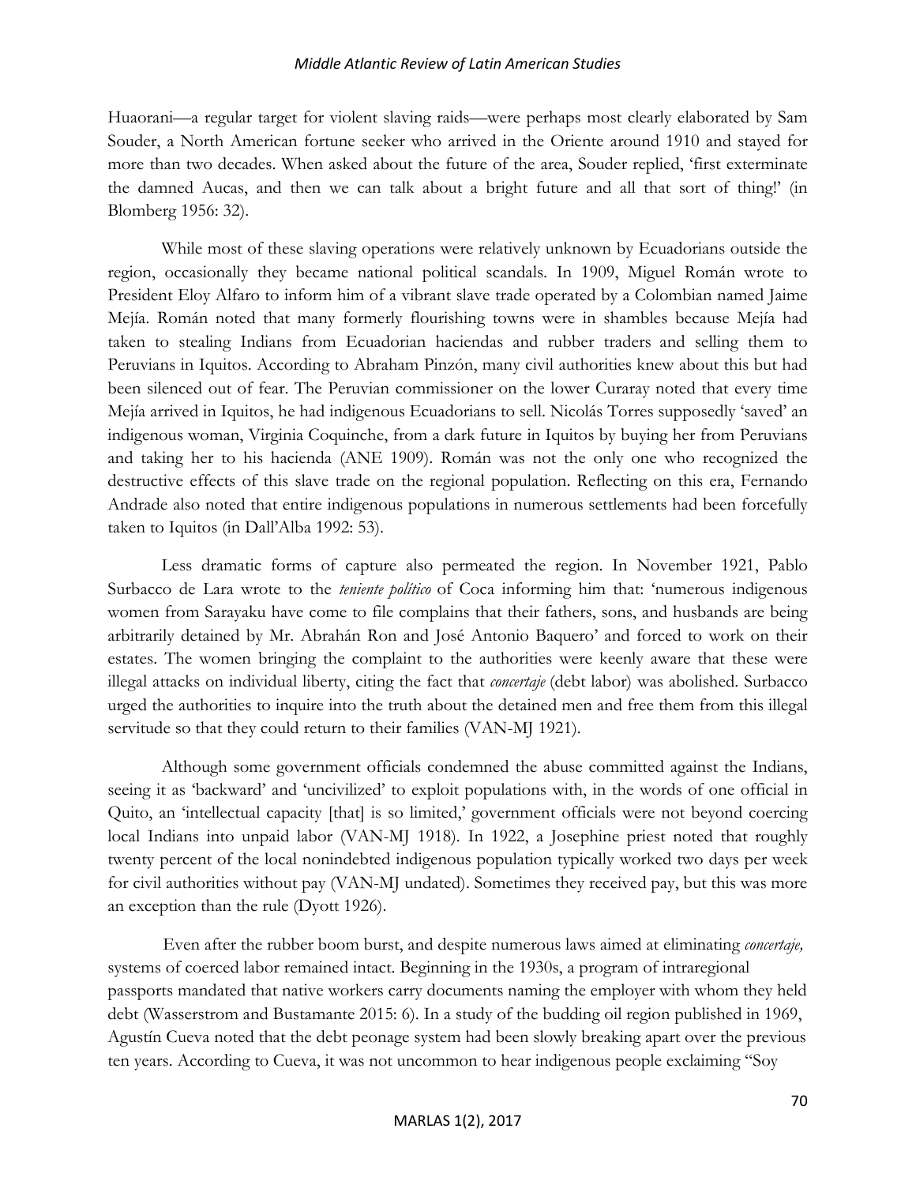Huaorani—a regular target for violent slaving raids—were perhaps most clearly elaborated by Sam Souder, a North American fortune seeker who arrived in the Oriente around 1910 and stayed for more than two decades. When asked about the future of the area, Souder replied, 'first exterminate the damned Aucas, and then we can talk about a bright future and all that sort of thing!' (in Blomberg 1956: 32).

While most of these slaving operations were relatively unknown by Ecuadorians outside the region, occasionally they became national political scandals. In 1909, Miguel Román wrote to President Eloy Alfaro to inform him of a vibrant slave trade operated by a Colombian named Jaime Mejía. Román noted that many formerly flourishing towns were in shambles because Mejía had taken to stealing Indians from Ecuadorian haciendas and rubber traders and selling them to Peruvians in Iquitos. According to Abraham Pinzón, many civil authorities knew about this but had been silenced out of fear. The Peruvian commissioner on the lower Curaray noted that every time Mejía arrived in Iquitos, he had indigenous Ecuadorians to sell. Nicolás Torres supposedly 'saved' an indigenous woman, Virginia Coquinche, from a dark future in Iquitos by buying her from Peruvians and taking her to his hacienda (ANE 1909). Román was not the only one who recognized the destructive effects of this slave trade on the regional population. Reflecting on this era, Fernando Andrade also noted that entire indigenous populations in numerous settlements had been forcefully taken to Iquitos (in Dall'Alba 1992: 53).

Less dramatic forms of capture also permeated the region. In November 1921, Pablo Surbacco de Lara wrote to the *teniente político* of Coca informing him that: 'numerous indigenous women from Sarayaku have come to file complains that their fathers, sons, and husbands are being arbitrarily detained by Mr. Abrahán Ron and José Antonio Baquero' and forced to work on their estates. The women bringing the complaint to the authorities were keenly aware that these were illegal attacks on individual liberty, citing the fact that *concertaje* (debt labor) was abolished. Surbacco urged the authorities to inquire into the truth about the detained men and free them from this illegal servitude so that they could return to their families (VAN-MJ 1921).

Although some government officials condemned the abuse committed against the Indians, seeing it as 'backward' and 'uncivilized' to exploit populations with, in the words of one official in Quito, an 'intellectual capacity [that] is so limited,' government officials were not beyond coercing local Indians into unpaid labor (VAN-MJ 1918). In 1922, a Josephine priest noted that roughly twenty percent of the local nonindebted indigenous population typically worked two days per week for civil authorities without pay (VAN-MJ undated). Sometimes they received pay, but this was more an exception than the rule (Dyott 1926).

Even after the rubber boom burst, and despite numerous laws aimed at eliminating *concertaje,* systems of coerced labor remained intact. Beginning in the 1930s, a program of intraregional passports mandated that native workers carry documents naming the employer with whom they held debt (Wasserstrom and Bustamante 2015: 6). In a study of the budding oil region published in 1969, Agustín Cueva noted that the debt peonage system had been slowly breaking apart over the previous ten years. According to Cueva, it was not uncommon to hear indigenous people exclaiming "Soy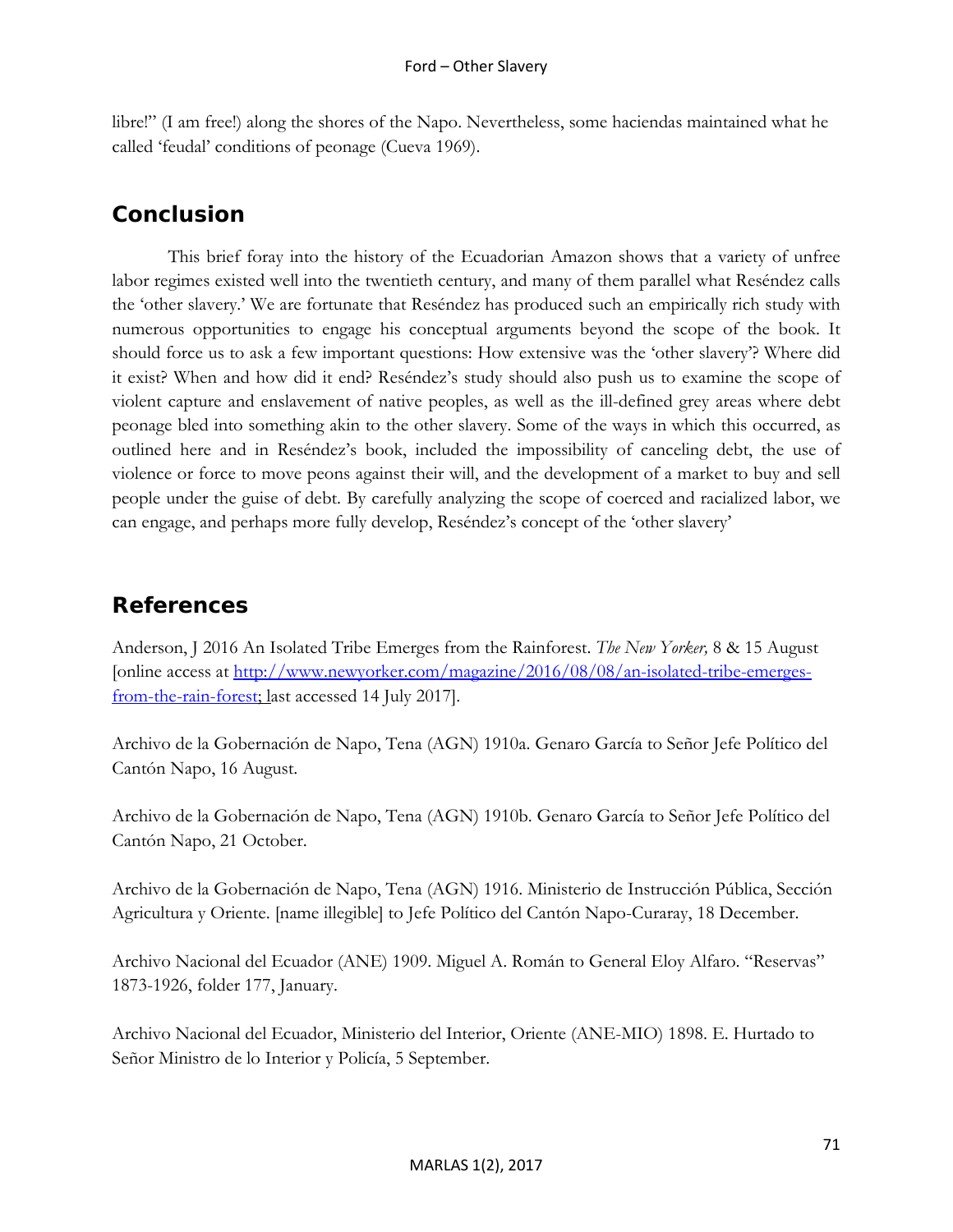libre!" (I am free!) along the shores of the Napo. Nevertheless, some haciendas maintained what he called 'feudal' conditions of peonage (Cueva 1969).

## Conclusion

This brief foray into the history of the Ecuadorian Amazon shows that a variety of unfree labor regimes existed well into the twentieth century, and many of them parallel what Reséndez calls the 'other slavery.' We are fortunate that Reséndez has produced such an empirically rich study with numerous opportunities to engage his conceptual arguments beyond the scope of the book. It should force us to ask a few important questions: How extensive was the 'other slavery'? Where did it exist? When and how did it end? Reséndez's study should also push us to examine the scope of violent capture and enslavement of native peoples, as well as the ill-defined grey areas where debt peonage bled into something akin to the other slavery. Some of the ways in which this occurred, as outlined here and in Reséndez's book, included the impossibility of canceling debt, the use of violence or force to move peons against their will, and the development of a market to buy and sell people under the guise of debt. By carefully analyzing the scope of coerced and racialized labor, we can engage, and perhaps more fully develop, Reséndez's concept of the 'other slavery'

## References

Anderson, J 2016 An Isolated Tribe Emerges from the Rainforest. *The New Yorker,* 8 & 15 August [online access at http://www.newyorker.com/magazine/2016/08/08/an-isolated-tribe-emerges-from-the-rain-forest; last accessed 14 July 2017].

Archivo de la Gobernación de Napo, Tena (AGN) 1910a. Genaro García to Señor Jefe Político del Cantón Napo, 16 August.

Archivo de la Gobernación de Napo, Tena (AGN) 1910b. Genaro García to Señor Jefe Político del Cantón Napo, 21 October.

Archivo de la Gobernación de Napo, Tena (AGN) 1916. Ministerio de Instrucción Pública, Sección Agricultura y Oriente. [name illegible] to Jefe Político del Cantón Napo-Curaray, 18 December.

Archivo Nacional del Ecuador (ANE) 1909. Miguel A. Román to General Eloy Alfaro. "Reservas" 1873-1926, folder 177, January.

Archivo Nacional del Ecuador, Ministerio del Interior, Oriente (ANE-MIO) 1898. E. Hurtado to Señor Ministro de lo Interior y Policía, 5 September.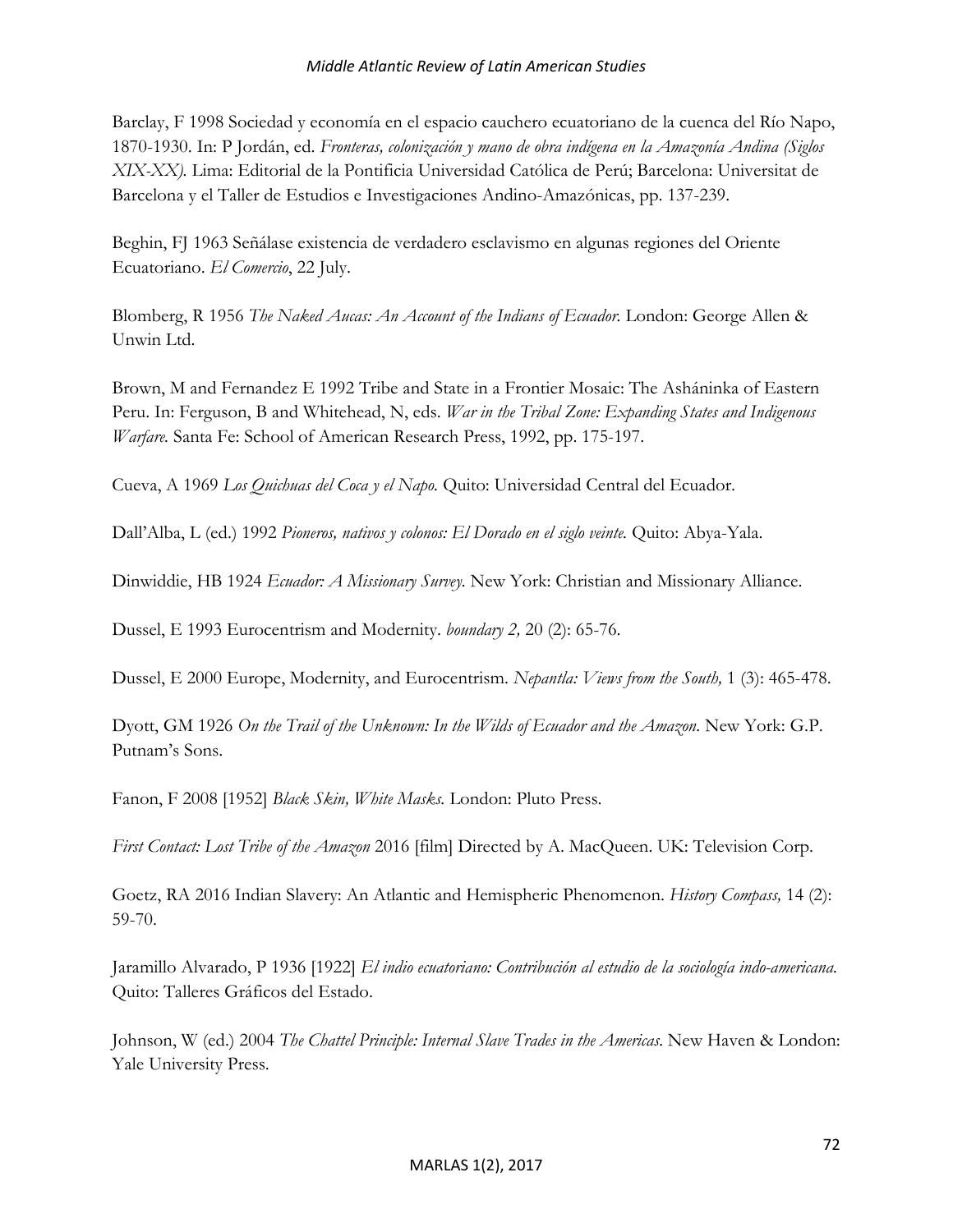Barclay, F 1998 Sociedad y economía en el espacio cauchero ecuatoriano de la cuenca del Río Napo, 1870-1930. In: P Jordán, ed. *Fronteras, colonización y mano de obra indígena en la Amazonía Andina (Siglos XIX-XX).* Lima: Editorial de la Pontificia Universidad Católica de Perú; Barcelona: Universitat de Barcelona y el Taller de Estudios e Investigaciones Andino-Amazónicas, pp. 137-239.

Beghin, FJ 1963 Señálase existencia de verdadero esclavismo en algunas regiones del Oriente Ecuatoriano. *El Comercio*, 22 July.

Blomberg, R 1956 *The Naked Aucas: An Account of the Indians of Ecuador.* London: George Allen & Unwin Ltd.

Brown, M and Fernandez E 1992 Tribe and State in a Frontier Mosaic: The Asháninka of Eastern Peru. In: Ferguson, B and Whitehead, N, eds. *War in the Tribal Zone: Expanding States and Indigenous Warfare.* Santa Fe: School of American Research Press, 1992, pp. 175-197.

Cueva, A 1969 *Los Quichuas del Coca y el Napo.* Quito: Universidad Central del Ecuador.

Dall'Alba, L (ed.) 1992 *Pioneros, nativos y colonos: El Dorado en el siglo veinte.* Quito: Abya-Yala.

Dinwiddie, HB 1924 *Ecuador: A Missionary Survey.* New York: Christian and Missionary Alliance.

Dussel, E 1993 Eurocentrism and Modernity. *boundary 2,* 20 (2): 65-76.

Dussel, E 2000 Europe, Modernity, and Eurocentrism. *Nepantla: Views from the South,* 1 (3): 465-478.

Dyott, GM 1926 *On the Trail of the Unknown: In the Wilds of Ecuador and the Amazon*. New York: G.P. Putnam's Sons.

Fanon, F 2008 [1952] *Black Skin, White Masks.* London: Pluto Press.

*First Contact: Lost Tribe of the Amazon* 2016 [film] Directed by A. MacQueen. UK: Television Corp.

Goetz, RA 2016 Indian Slavery: An Atlantic and Hemispheric Phenomenon. *History Compass,* 14 (2): 59-70.

Jaramillo Alvarado, P 1936 [1922] *El indio ecuatoriano: Contribución al estudio de la sociología indo-americana.* Quito: Talleres Gráficos del Estado.

Johnson, W (ed.) 2004 *The Chattel Principle: Internal Slave Trades in the Americas.* New Haven & London: Yale University Press.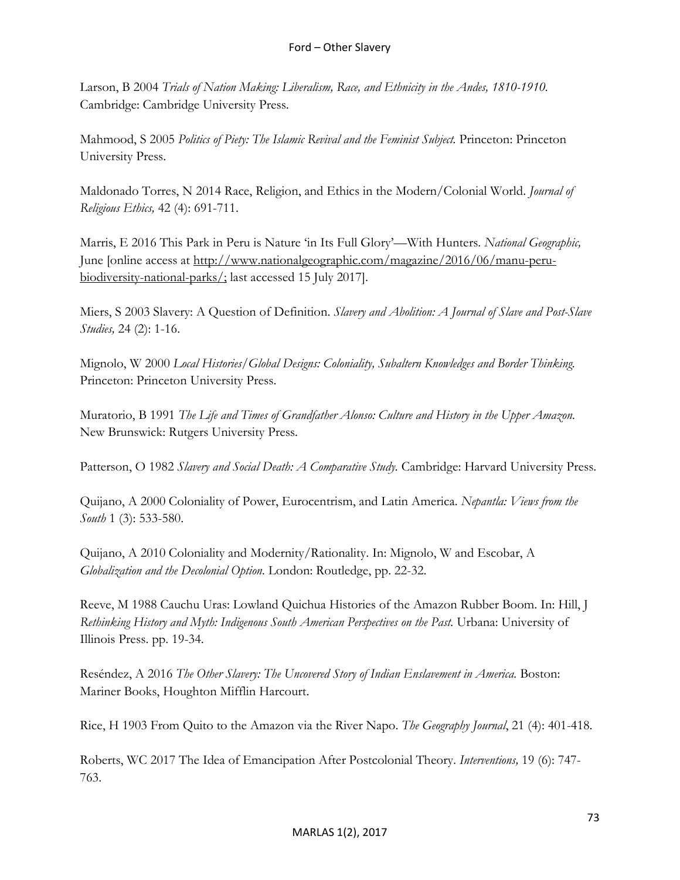Larson, B 2004 *Trials of Nation Making: Liberalism, Race, and Ethnicity in the Andes, 1810-1910.* Cambridge: Cambridge University Press.

Mahmood, S 2005 *Politics of Piety: The Islamic Revival and the Feminist Subject.* Princeton: Princeton University Press.

Maldonado Torres, N 2014 Race, Religion, and Ethics in the Modern/Colonial World. *Journal of Religious Ethics,* 42 (4): 691-711.

Marris, E 2016 This Park in Peru is Nature 'in Its Full Glory'—With Hunters. *National Geographic,* June [online access at http://www.nationalgeographic.com/magazine/2016/06/manu-peru-biodiversity-national-parks/; last accessed 15 July 2017].

Miers, S 2003 Slavery: A Question of Definition. *Slavery and Abolition: A Journal of Slave and Post-Slave Studies,* 24 (2): 1-16.

Mignolo, W 2000 *Local Histories/Global Designs: Coloniality, Subaltern Knowledges and Border Thinking.* Princeton: Princeton University Press.

Muratorio, B 1991 *The Life and Times of Grandfather Alonso: Culture and History in the Upper Amazon.* New Brunswick: Rutgers University Press.

Patterson, O 1982 *Slavery and Social Death: A Comparative Study.* Cambridge: Harvard University Press.

Quijano, A 2000 Coloniality of Power, Eurocentrism, and Latin America. *Nepantla: Views from the South* 1 (3): 533-580.

Quijano, A 2010 Coloniality and Modernity/Rationality. In: Mignolo, W and Escobar, A *Globalization and the Decolonial Option.* London: Routledge, pp. 22-32.

Reeve, M 1988 Cauchu Uras: Lowland Quichua Histories of the Amazon Rubber Boom. In: Hill, J *Rethinking History and Myth: Indigenous South American Perspectives on the Past.* Urbana: University of Illinois Press. pp. 19-34.

Reséndez, A 2016 *The Other Slavery: The Uncovered Story of Indian Enslavement in America.* Boston: Mariner Books, Houghton Mifflin Harcourt.

Rice, H 1903 From Quito to the Amazon via the River Napo. *The Geography Journal*, 21 (4): 401-418.

Roberts, WC 2017 The Idea of Emancipation After Postcolonial Theory. *Interventions,* 19 (6): 747-763.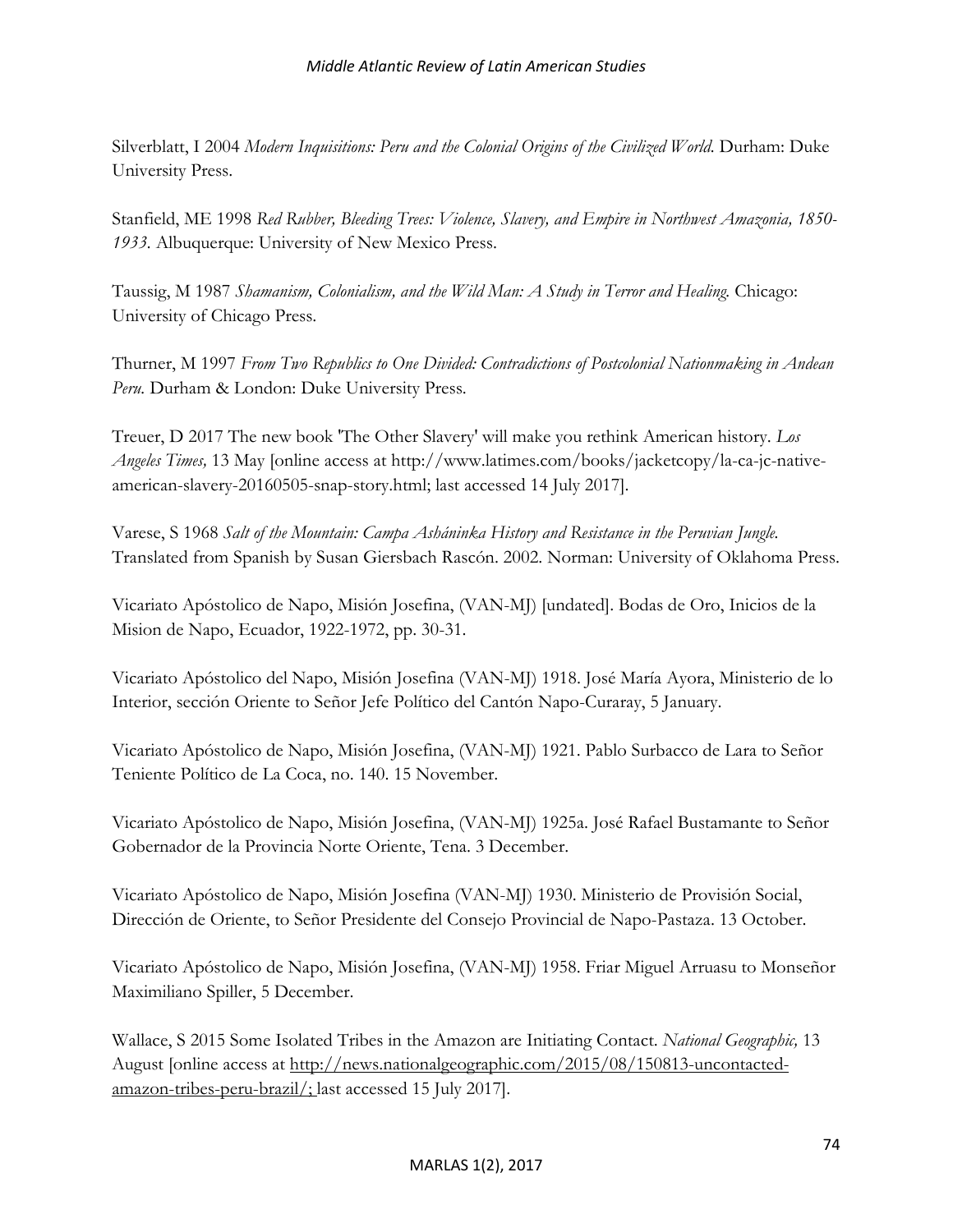Silverblatt, I 2004 *Modern Inquisitions: Peru and the Colonial Origins of the Civilized World.* Durham: Duke University Press.

Stanfield, ME 1998 *Red Rubber, Bleeding Trees: Violence, Slavery, and Empire in Northwest Amazonia, 1850-1933.* Albuquerque: University of New Mexico Press.

Taussig, M 1987 *Shamanism, Colonialism, and the Wild Man: A Study in Terror and Healing.* Chicago: University of Chicago Press.

Thurner, M 1997 *From Two Republics to One Divided: Contradictions of Postcolonial Nationmaking in Andean Peru.* Durham & London: Duke University Press.

Treuer, D 2017 The new book 'The Other Slavery' will make you rethink American history. *Los Angeles Times,* 13 May [online access at http://www.latimes.com/books/jacketcopy/la-ca-jc-native-american-slavery-20160505-snap-story.html; last accessed 14 July 2017].

Varese, S 1968 *Salt of the Mountain: Campa Asháninka History and Resistance in the Peruvian Jungle.* Translated from Spanish by Susan Giersbach Rascón. 2002. Norman: University of Oklahoma Press.

Vicariato Apóstolico de Napo, Misión Josefina, (VAN-MJ) [undated]. Bodas de Oro, Inicios de la Mision de Napo, Ecuador, 1922-1972, pp. 30-31.

Vicariato Apóstolico del Napo, Misión Josefina (VAN-MJ) 1918. José María Ayora, Ministerio de lo Interior, sección Oriente to Señor Jefe Político del Cantón Napo-Curaray, 5 January.

Vicariato Apóstolico de Napo, Misión Josefina, (VAN-MJ) 1921. Pablo Surbacco de Lara to Señor Teniente Político de La Coca, no. 140. 15 November.

Vicariato Apóstolico de Napo, Misión Josefina, (VAN-MJ) 1925a. José Rafael Bustamante to Señor Gobernador de la Provincia Norte Oriente, Tena. 3 December.

Vicariato Apóstolico de Napo, Misión Josefina (VAN-MJ) 1930. Ministerio de Provisión Social, Dirección de Oriente, to Señor Presidente del Consejo Provincial de Napo-Pastaza. 13 October.

Vicariato Apóstolico de Napo, Misión Josefina, (VAN-MJ) 1958. Friar Miguel Arruasu to Monseñor Maximiliano Spiller, 5 December.

Wallace, S 2015 Some Isolated Tribes in the Amazon are Initiating Contact. *National Geographic,* 13 August [online access at http://news.nationalgeographic.com/2015/08/150813-uncontacted-amazon-tribes-peru-brazil/; last accessed 15 July 2017].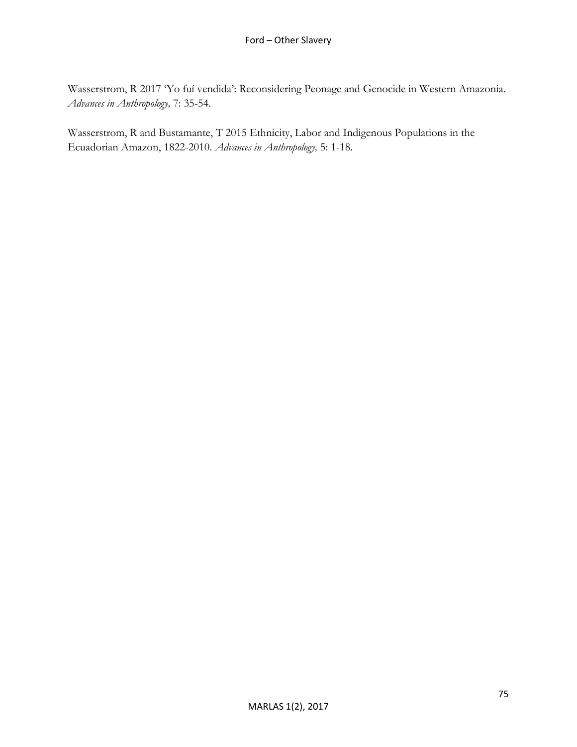Wasserstrom, R 2017 'Yo fuí vendida': Reconsidering Peonage and Genocide in Western Amazonia. *Advances in Anthropology,* 7: 35-54.

Wasserstrom, R and Bustamante, T 2015 Ethnicity, Labor and Indigenous Populations in the Ecuadorian Amazon, 1822-2010. *Advances in Anthropology,* 5: 1-18.